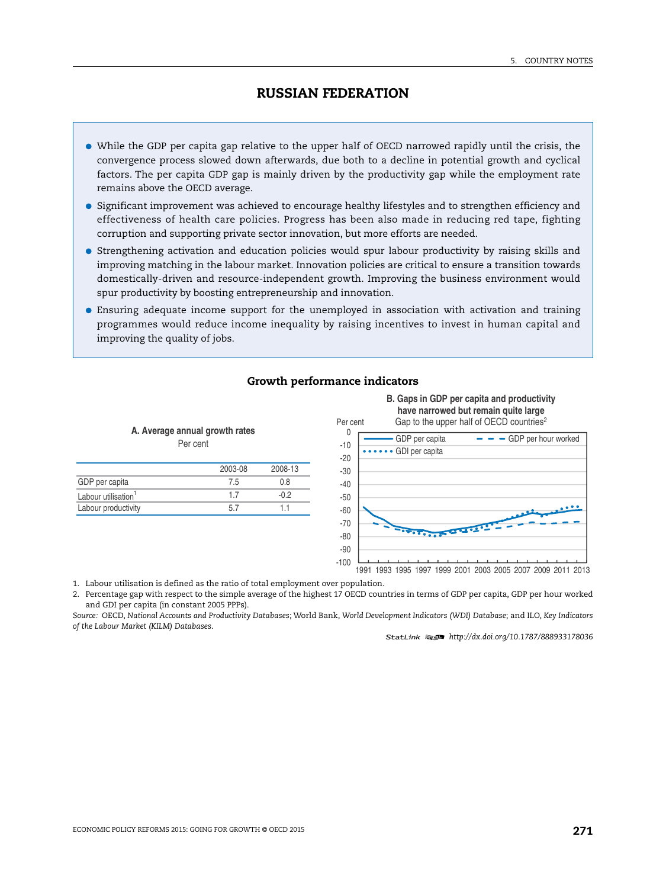# RUSSIAN FEDERATION

- While the GDP per capita gap relative to the upper half of OECD narrowed rapidly until the crisis, the convergence process slowed down afterwards, due both to a decline in potential growth and cyclical factors. The per capita GDP gap is mainly driven by the productivity gap while the employment rate remains above the OECD average.
- Significant improvement was achieved to encourage healthy lifestyles and to strengthen efficiency and effectiveness of health care policies. Progress has been also made in reducing red tape, fighting corruption and supporting private sector innovation, but more efforts are needed.
- Strengthening activation and education policies would spur labour productivity by raising skills and improving matching in the labour market. Innovation policies are critical to ensure a transition towards domestically-driven and resource-independent growth. Improving the business environment would spur productivity by boosting entrepreneurship and innovation.
- Ensuring adequate income support for the unemployed in association with activation and training programmes would reduce income inequality by raising incentives to invest in human capital and improving the quality of jobs.

## Growth performance indicators

**A. Average annual growth rates**
Per cent

| | 2003-08 | 2008-13 |
|---|---|---|
| GDP per capita | 7.5 | 0.8 |
| Labour utilisation[1] | 1.7 | -0.2 |
| Labour productivity | 5.7 | 1.1 |

**B. Gaps in GDP per capita and productivity have narrowed but remain quite large**
Gap to the upper half of OECD countries[2]

1. Labour utilisation is defined as the ratio of total employment over population.
2. Percentage gap with respect to the simple average of the highest 17 OECD countries in terms of GDP per capita, GDP per hour worked and GDI per capita (in constant 2005 PPPs).

*Source:* OECD, *National Accounts and Productivity Databases*; World Bank, *World Development Indicators (WDI) Database*; and ILO, *Key Indicators of the Labour Market (KILM) Databases*.

StatLink http://dx.doi.org/10.1787/888933178036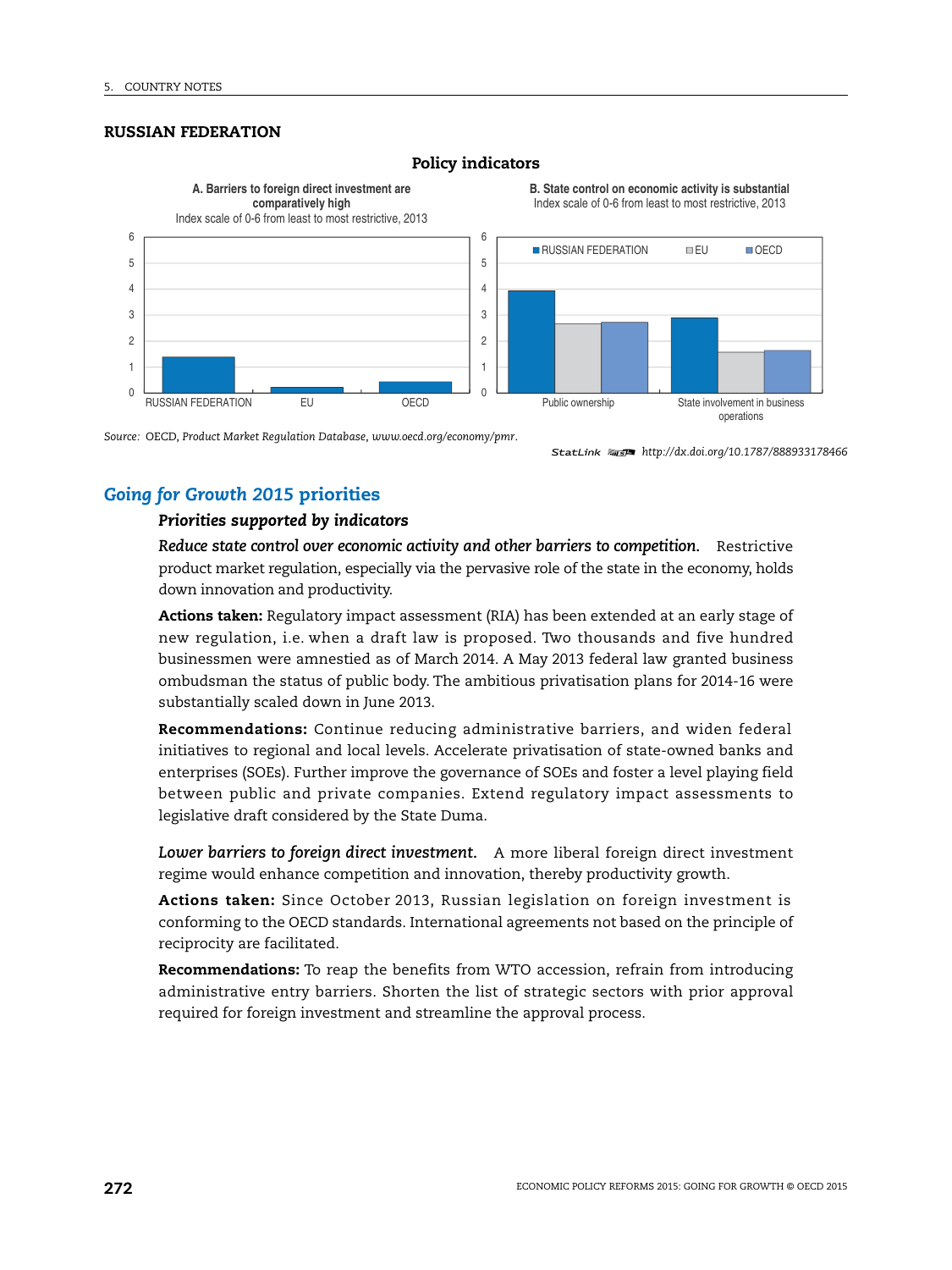## RUSSIAN FEDERATION

### Policy indicators

A. Barriers to foreign direct investment are comparatively high
Index scale of 0-6 from least to most restrictive, 2013

B. State control on economic activity is substantial
Index scale of 0-6 from least to most restrictive, 2013

Source: OECD, Product Market Regulation Database, *www.oecd.org/economy/pmr*.

StatLink http://dx.doi.org/10.1787/888933178466

## *Going for Growth 2015* priorities

### *Priorities supported by indicators*

*Reduce state control over economic activity and other barriers to competition.* Restrictive product market regulation, especially via the pervasive role of the state in the economy, holds down innovation and productivity.

**Actions taken:** Regulatory impact assessment (RIA) has been extended at an early stage of new regulation, i.e. when a draft law is proposed. Two thousands and five hundred businessmen were amnestied as of March 2014. A May 2013 federal law granted business ombudsman the status of public body. The ambitious privatisation plans for 2014-16 were substantially scaled down in June 2013.

**Recommendations:** Continue reducing administrative barriers, and widen federal initiatives to regional and local levels. Accelerate privatisation of state-owned banks and enterprises (SOEs). Further improve the governance of SOEs and foster a level playing field between public and private companies. Extend regulatory impact assessments to legislative draft considered by the State Duma.

*Lower barriers to foreign direct investment.* A more liberal foreign direct investment regime would enhance competition and innovation, thereby productivity growth.

**Actions taken:** Since October 2013, Russian legislation on foreign investment is conforming to the OECD standards. International agreements not based on the principle of reciprocity are facilitated.

**Recommendations:** To reap the benefits from WTO accession, refrain from introducing administrative entry barriers. Shorten the list of strategic sectors with prior approval required for foreign investment and streamline the approval process.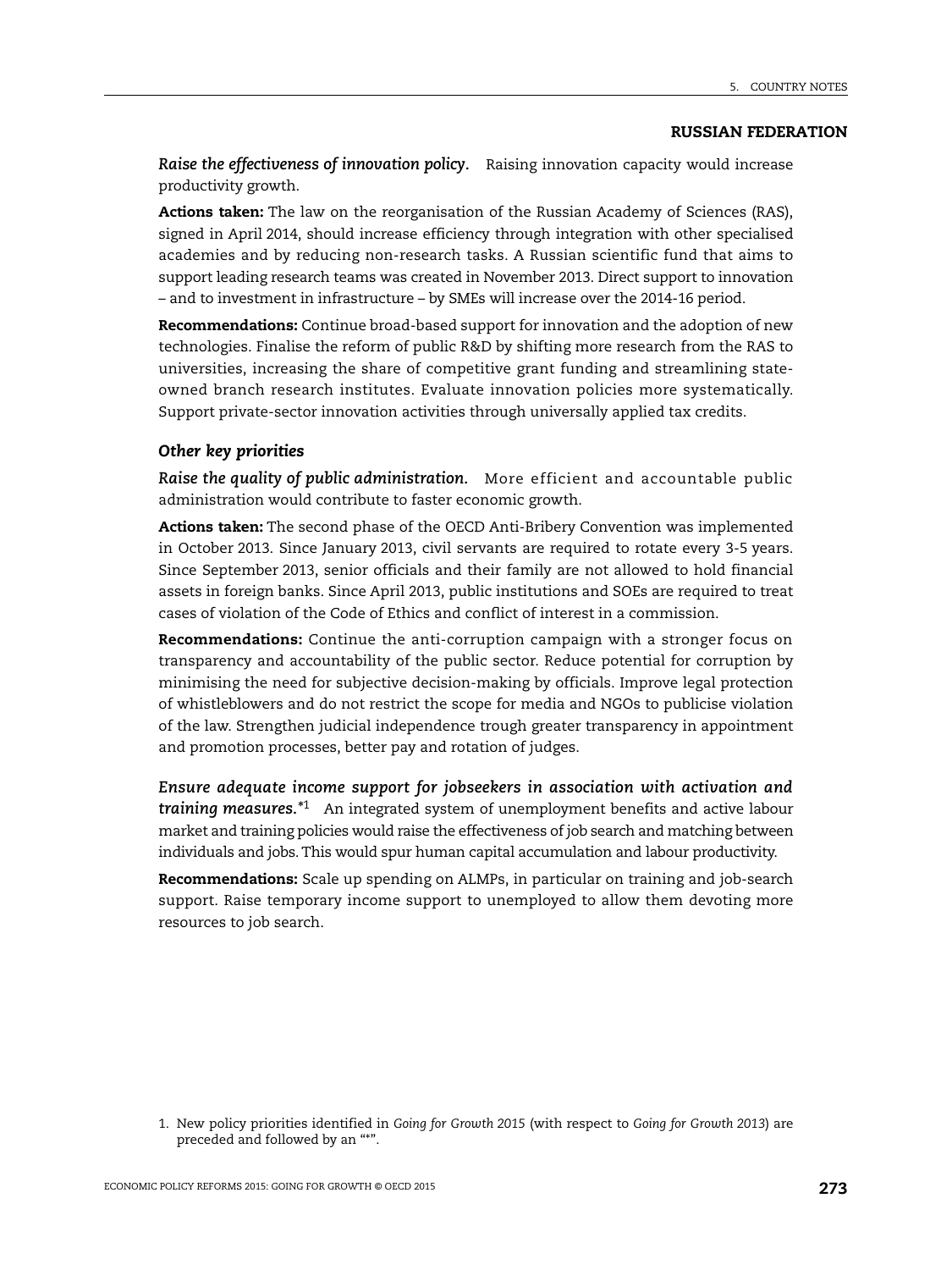## RUSSIAN FEDERATION

***Raise the effectiveness of innovation policy.*** Raising innovation capacity would increase productivity growth.

**Actions taken:** The law on the reorganisation of the Russian Academy of Sciences (RAS), signed in April 2014, should increase efficiency through integration with other specialised academies and by reducing non-research tasks. A Russian scientific fund that aims to support leading research teams was created in November 2013. Direct support to innovation – and to investment in infrastructure – by SMEs will increase over the 2014-16 period.

**Recommendations:** Continue broad-based support for innovation and the adoption of new technologies. Finalise the reform of public R&D by shifting more research from the RAS to universities, increasing the share of competitive grant funding and streamlining state-owned branch research institutes. Evaluate innovation policies more systematically. Support private-sector innovation activities through universally applied tax credits.

### *Other key priorities*

***Raise the quality of public administration.*** More efficient and accountable public administration would contribute to faster economic growth.

**Actions taken:** The second phase of the OECD Anti-Bribery Convention was implemented in October 2013. Since January 2013, civil servants are required to rotate every 3-5 years. Since September 2013, senior officials and their family are not allowed to hold financial assets in foreign banks. Since April 2013, public institutions and SOEs are required to treat cases of violation of the Code of Ethics and conflict of interest in a commission.

**Recommendations:** Continue the anti-corruption campaign with a stronger focus on transparency and accountability of the public sector. Reduce potential for corruption by minimising the need for subjective decision-making by officials. Improve legal protection of whistleblowers and do not restrict the scope for media and NGOs to publicise violation of the law. Strengthen judicial independence trough greater transparency in appointment and promotion processes, better pay and rotation of judges.

***Ensure adequate income support for jobseekers in association with activation and training measures.**** [1] An integrated system of unemployment benefits and active labour market and training policies would raise the effectiveness of job search and matching between individuals and jobs. This would spur human capital accumulation and labour productivity.

**Recommendations:** Scale up spending on ALMPs, in particular on training and job-search support. Raise temporary income support to unemployed to allow them devoting more resources to job search.

1. New policy priorities identified in *Going for Growth 2015* (with respect to *Going for Growth 2013*) are preceded and followed by an "*".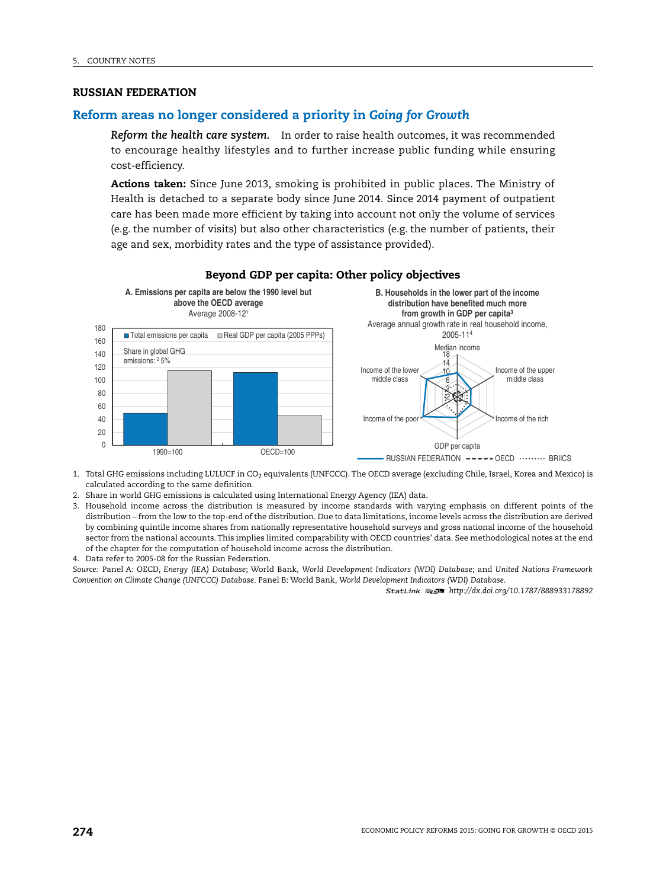## RUSSIAN FEDERATION

### Reform areas no longer considered a priority in *Going for Growth*

***Reform the health care system.*** In order to raise health outcomes, it was recommended to encourage healthy lifestyles and to further increase public funding while ensuring cost-efficiency.

**Actions taken:** Since June 2013, smoking is prohibited in public places. The Ministry of Health is detached to a separate body since June 2014. Since 2014 payment of outpatient care has been made more efficient by taking into account not only the volume of services (e.g. the number of visits) but also other characteristics (e.g. the number of patients, their age and sex, morbidity rates and the type of assistance provided).

**Beyond GDP per capita: Other policy objectives**

**A. Emissions per capita are below the 1990 level but above the OECD average**
Average 2008-12[1]

Total emissions per capita
Real GDP per capita (2005 PPPs)
Share in global GHG emissions: [2] 5%

180
160
140
120
100
80
60
40
20
0

1990=100
OECD=100

**B. Households in the lower part of the income distribution have benefited much more from growth in GDP per capita[3]**
Average annual growth rate in real household income, 2005-11[4]

Median income
18
14
10
6
2
-2
Income of the upper middle class
Income of the rich
GDP per capita
Income of the poor
Income of the lower middle class

RUSSIAN FEDERATION
OECD
BRIICS

1. Total GHG emissions including LULUCF in $CO_2$ equivalents (UNFCCC). The OECD average (excluding Chile, Israel, Korea and Mexico) is calculated according to the same definition.
2. Share in world GHG emissions is calculated using International Energy Agency (IEA) data.
3. Household income across the distribution is measured by income standards with varying emphasis on different points of the distribution – from the low to the top-end of the distribution. Due to data limitations, income levels across the distribution are derived by combining quintile income shares from nationally representative household surveys and gross national income of the household sector from the national accounts. This implies limited comparability with OECD countries' data. See methodological notes at the end of the chapter for the computation of household income across the distribution.
4. Data refer to 2005-08 for the Russian Federation.

*Source:* Panel A: OECD, *Energy (IEA) Database*; World Bank, *World Development Indicators (WDI) Database*; and *United Nations Framework Convention on Climate Change (UNFCCC) Database*. Panel B: World Bank, *World Development Indicators (WDI) Database*.

StatLink http://dx.doi.org/10.1787/888933178892